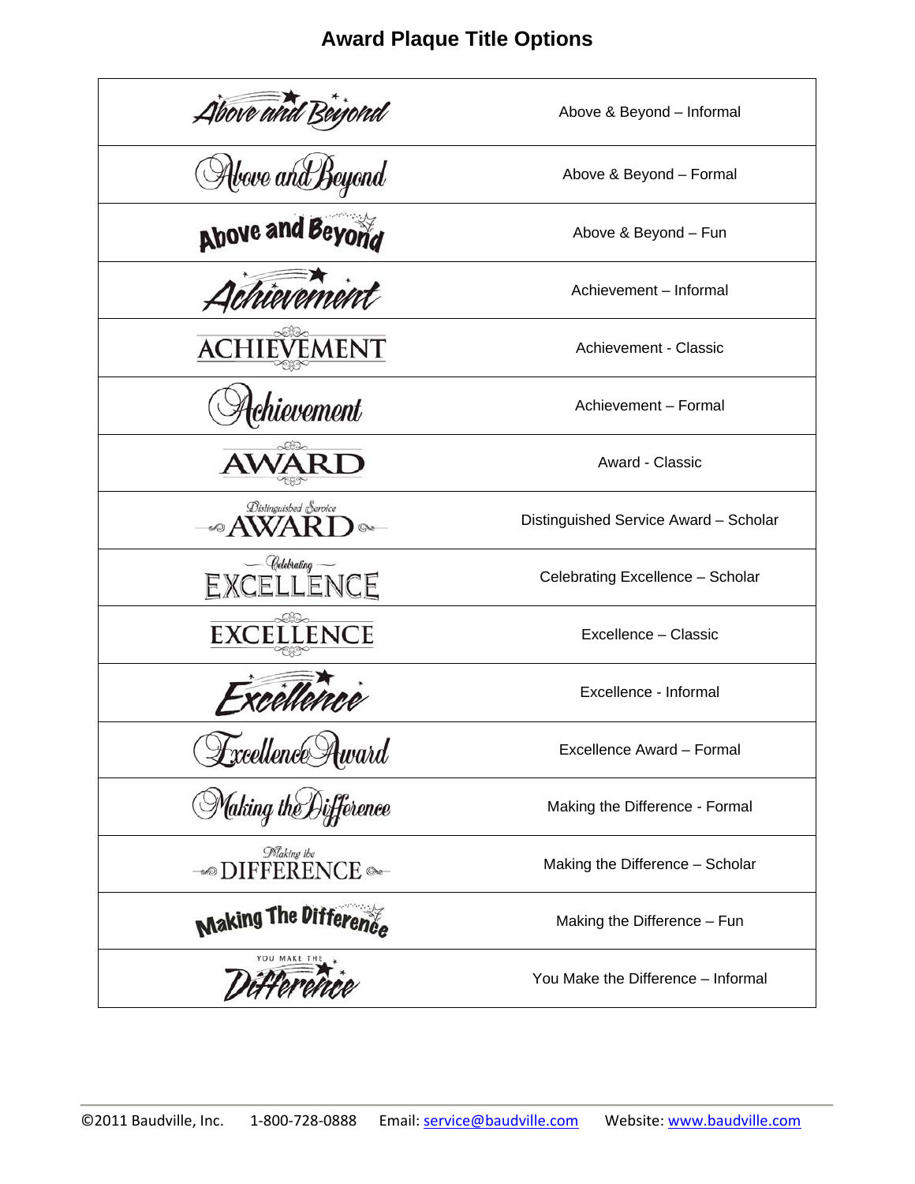# Award Plaque Title Options

| | |
|---|---|
| Above and Beyond | Above & Beyond – Informal |
| Above and Beyond | Above & Beyond – Formal |
| Above and Beyond | Above & Beyond – Fun |
| Achievement | Achievement – Informal |
| ACHIEVEMENT | Achievement - Classic |
| Achievement | Achievement – Formal |
| AWARD | Award - Classic |
| Distinguished Service AWARD | Distinguished Service Award – Scholar |
| Celebrating EXCELLENCE | Celebrating Excellence – Scholar |
| EXCELLENCE | Excellence – Classic |
| Excellence | Excellence - Informal |
| Excellence Award | Excellence Award – Formal |
| Making the Difference | Making the Difference - Formal |
| Making the DIFFERENCE | Making the Difference – Scholar |
| Making The Difference | Making the Difference – Fun |
| YOU MAKE THE Difference | You Make the Difference – Informal |

©2011 Baudville, Inc. 1-800-728-0888 Email: service@baudville.com Website: www.baudville.com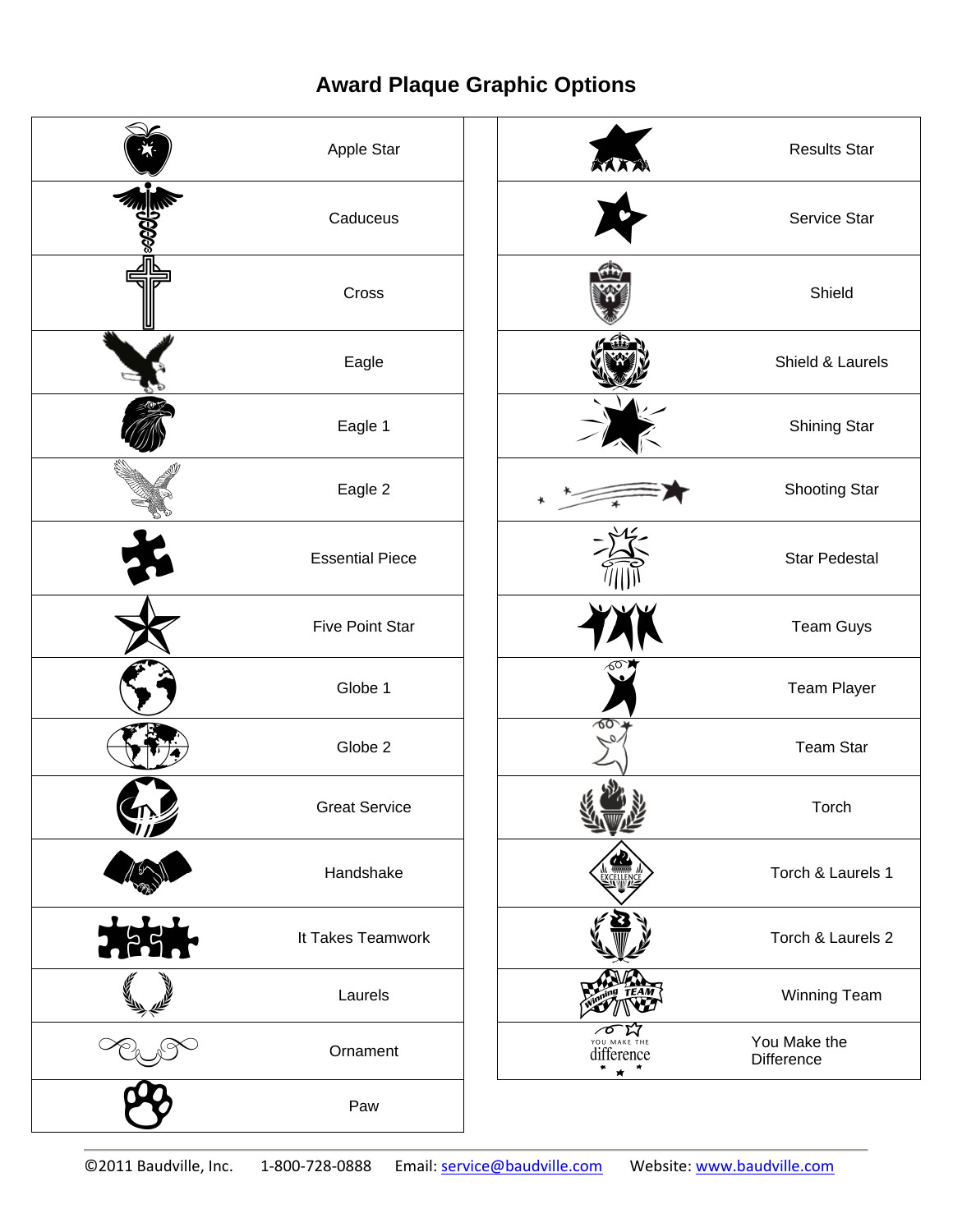# Award Plaque Graphic Options

| Graphic | Name |
|---|---|
| | Apple Star |
| | Caduceus |
| | Cross |
| | Eagle |
| | Eagle 1 |
| | Eagle 2 |
| | Essential Piece |
| | Five Point Star |
| | Globe 1 |
| | Globe 2 |
| | Great Service |
| | Handshake |
| | It Takes Teamwork |
| | Laurels |
| | Ornament |
| | Paw |

| Graphic | Name |
|---|---|
| | Results Star |
| | Service Star |
| | Shield |
| | Shield & Laurels |
| | Shining Star |
| | Shooting Star |
| | Star Pedestal |
| | Team Guys |
| | Team Player |
| | Team Star |
| | Torch |
| EXCELLENCE | Torch & Laurels 1 |
| | Torch & Laurels 2 |
| Winning TEAM | Winning Team |
| YOU MAKE THE difference | You Make the Difference |

©2011 Baudville, Inc. 1-800-728-0888 Email: service@baudville.com Website: www.baudville.com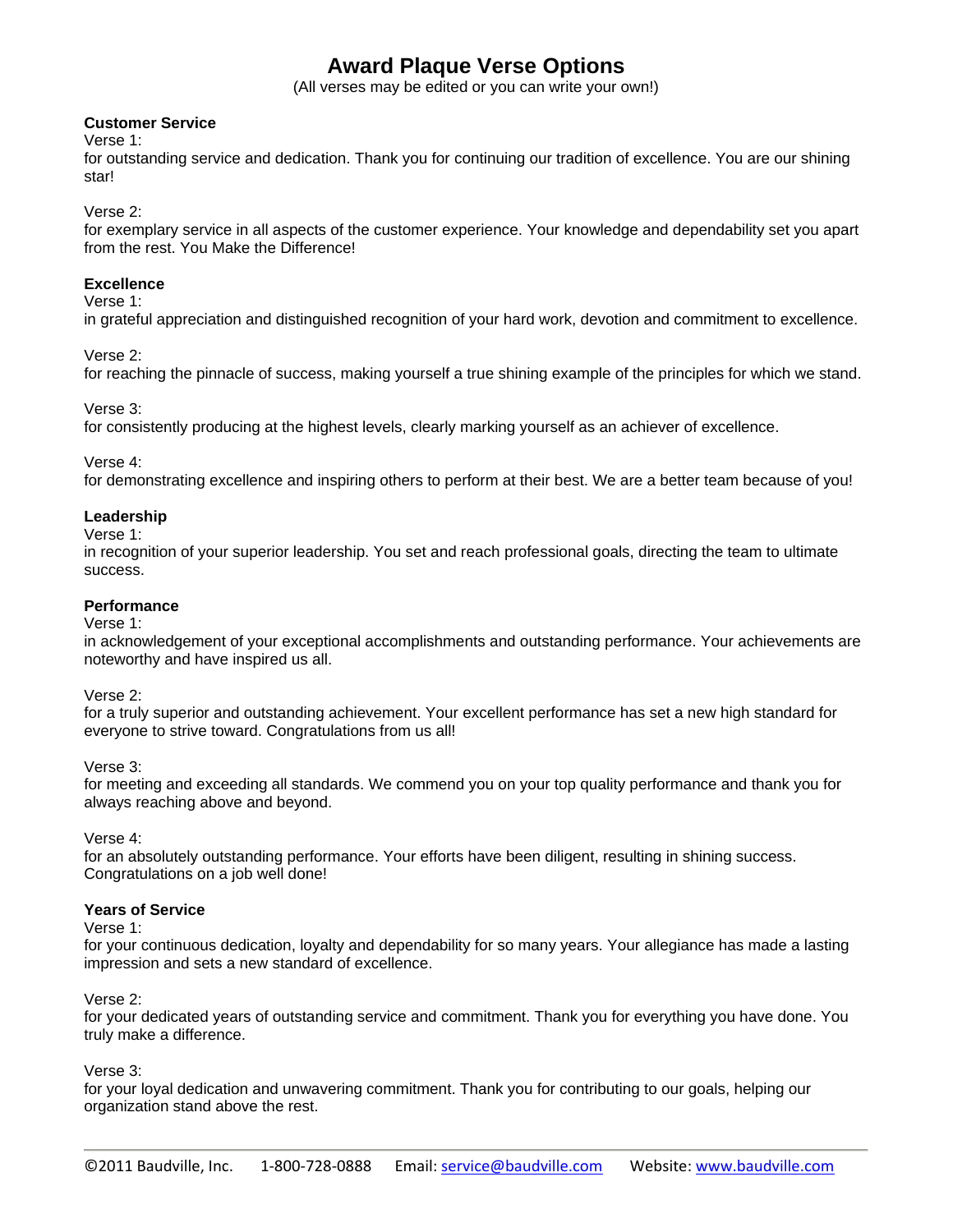# Award Plaque Verse Options

(All verses may be edited or you can write your own!)

**Customer Service**

Verse 1:
for outstanding service and dedication. Thank you for continuing our tradition of excellence. You are our shining star!

Verse 2:
for exemplary service in all aspects of the customer experience. Your knowledge and dependability set you apart from the rest. You Make the Difference!

**Excellence**

Verse 1:
in grateful appreciation and distinguished recognition of your hard work, devotion and commitment to excellence.

Verse 2:
for reaching the pinnacle of success, making yourself a true shining example of the principles for which we stand.

Verse 3:
for consistently producing at the highest levels, clearly marking yourself as an achiever of excellence.

Verse 4:
for demonstrating excellence and inspiring others to perform at their best. We are a better team because of you!

**Leadership**

Verse 1:
in recognition of your superior leadership. You set and reach professional goals, directing the team to ultimate success.

**Performance**

Verse 1:
in acknowledgement of your exceptional accomplishments and outstanding performance. Your achievements are noteworthy and have inspired us all.

Verse 2:
for a truly superior and outstanding achievement. Your excellent performance has set a new high standard for everyone to strive toward. Congratulations from us all!

Verse 3:
for meeting and exceeding all standards. We commend you on your top quality performance and thank you for always reaching above and beyond.

Verse 4:
for an absolutely outstanding performance. Your efforts have been diligent, resulting in shining success. Congratulations on a job well done!

**Years of Service**

Verse 1:
for your continuous dedication, loyalty and dependability for so many years. Your allegiance has made a lasting impression and sets a new standard of excellence.

Verse 2:
for your dedicated years of outstanding service and commitment. Thank you for everything you have done. You truly make a difference.

Verse 3:
for your loyal dedication and unwavering commitment. Thank you for contributing to our goals, helping our organization stand above the rest.

©2011 Baudville, Inc. 1-800-728-0888 Email: service@baudville.com Website: www.baudville.com